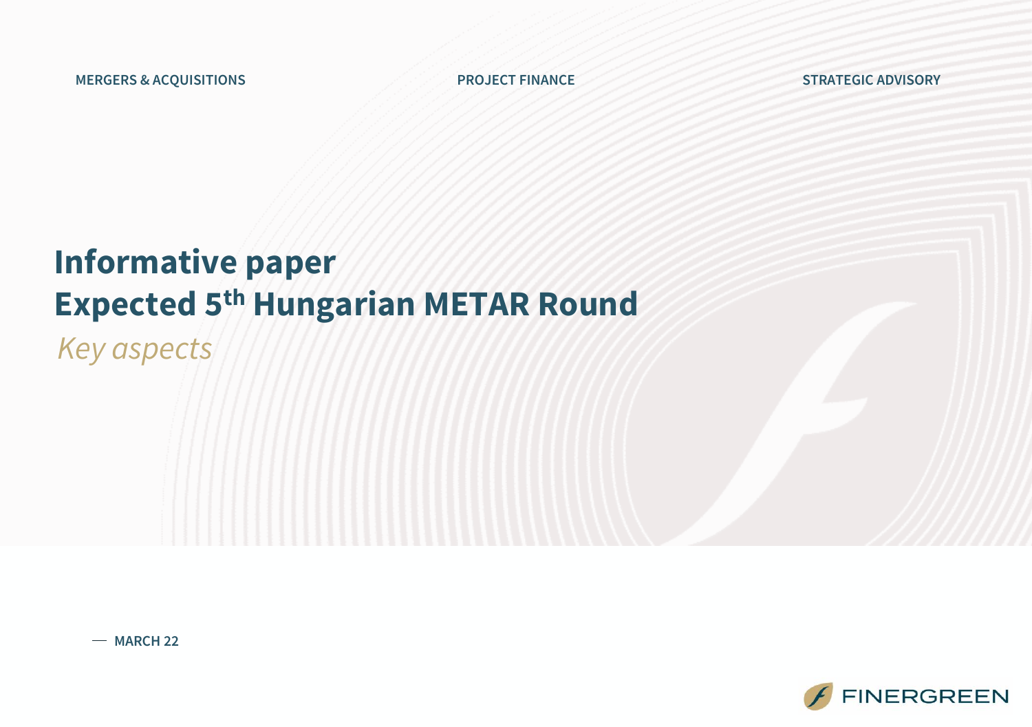MERGERS & ACQUISITIONS    PROJECT FINANCE    STRATEGIC ADVISORY

# Informative paper
# Expected 5th Hungarian METAR Round

*Key aspects*

— MARCH 22

FINERGREEN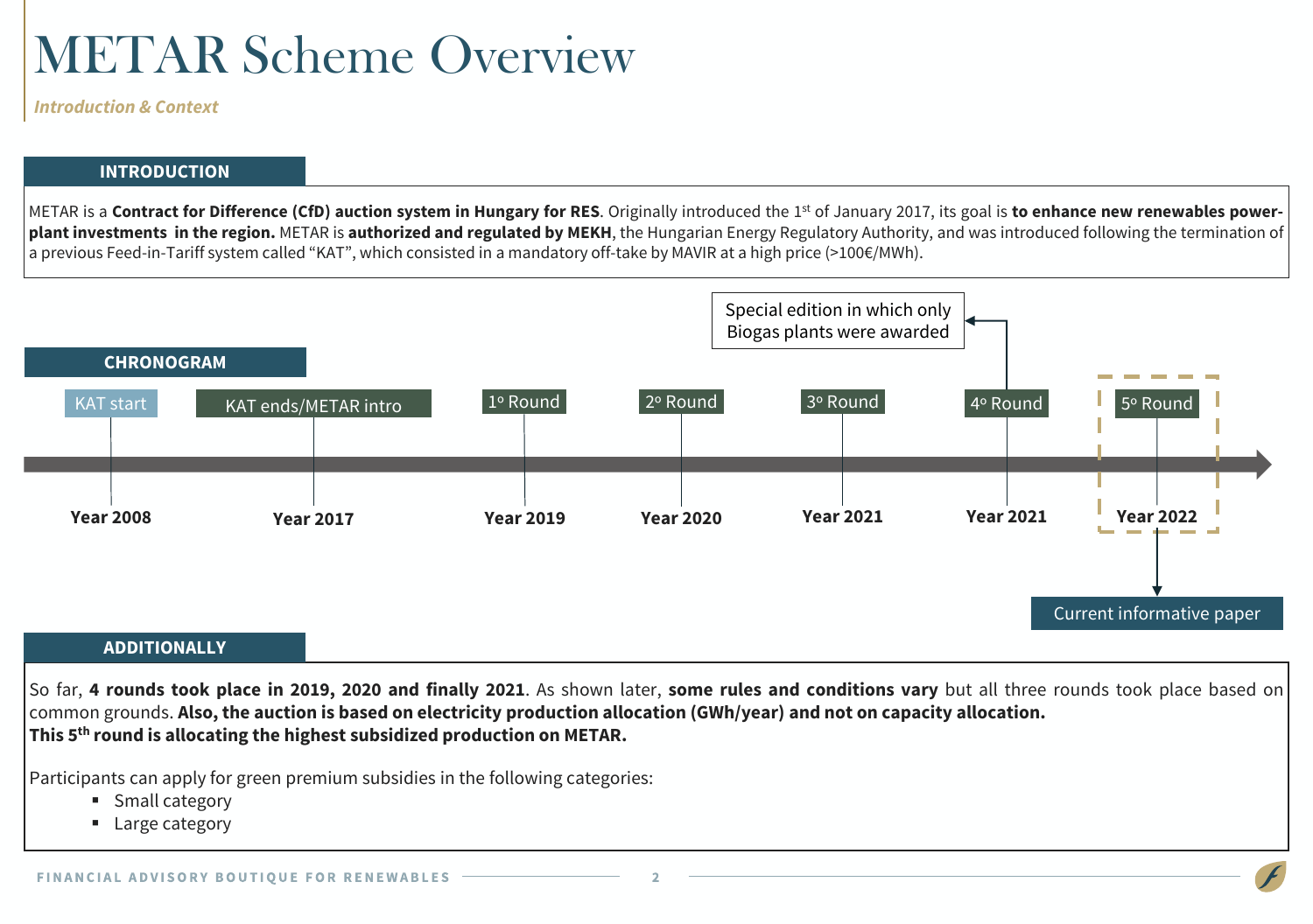# METAR Scheme Overview

*Introduction & Context*

## INTRODUCTION

METAR is a **Contract for Difference (CfD) auction system in Hungary for RES**. Originally introduced the 1st of January 2017, its goal is **to enhance new renewables power-plant investments in the region.** METAR is **authorized and regulated by MEKH**, the Hungarian Energy Regulatory Authority, and was introduced following the termination of a previous Feed-in-Tariff system called "KAT", which consisted in a mandatory off-take by MAVIR at a high price (>100€/MWh).

## CHRONOGRAM

| Event | Year |
|---|---|
| KAT start | Year 2008 |
| KAT ends/METAR intro | Year 2017 |
| 1º Round | Year 2019 |
| 2º Round | Year 2020 |
| 3º Round | Year 2021 |
| 4º Round (Special edition in which only Biogas plants were awarded) | Year 2021 |
| 5º Round (Current informative paper) | Year 2022 |

## ADDITIONALLY

So far, **4 rounds took place in 2019, 2020 and finally 2021**. As shown later, **some rules and conditions vary** but all three rounds took place based on common grounds. **Also, the auction is based on electricity production allocation (GWh/year) and not on capacity allocation.**
**This 5th round is allocating the highest subsidized production on METAR.**

Participants can apply for green premium subsidies in the following categories:

- Small category
- Large category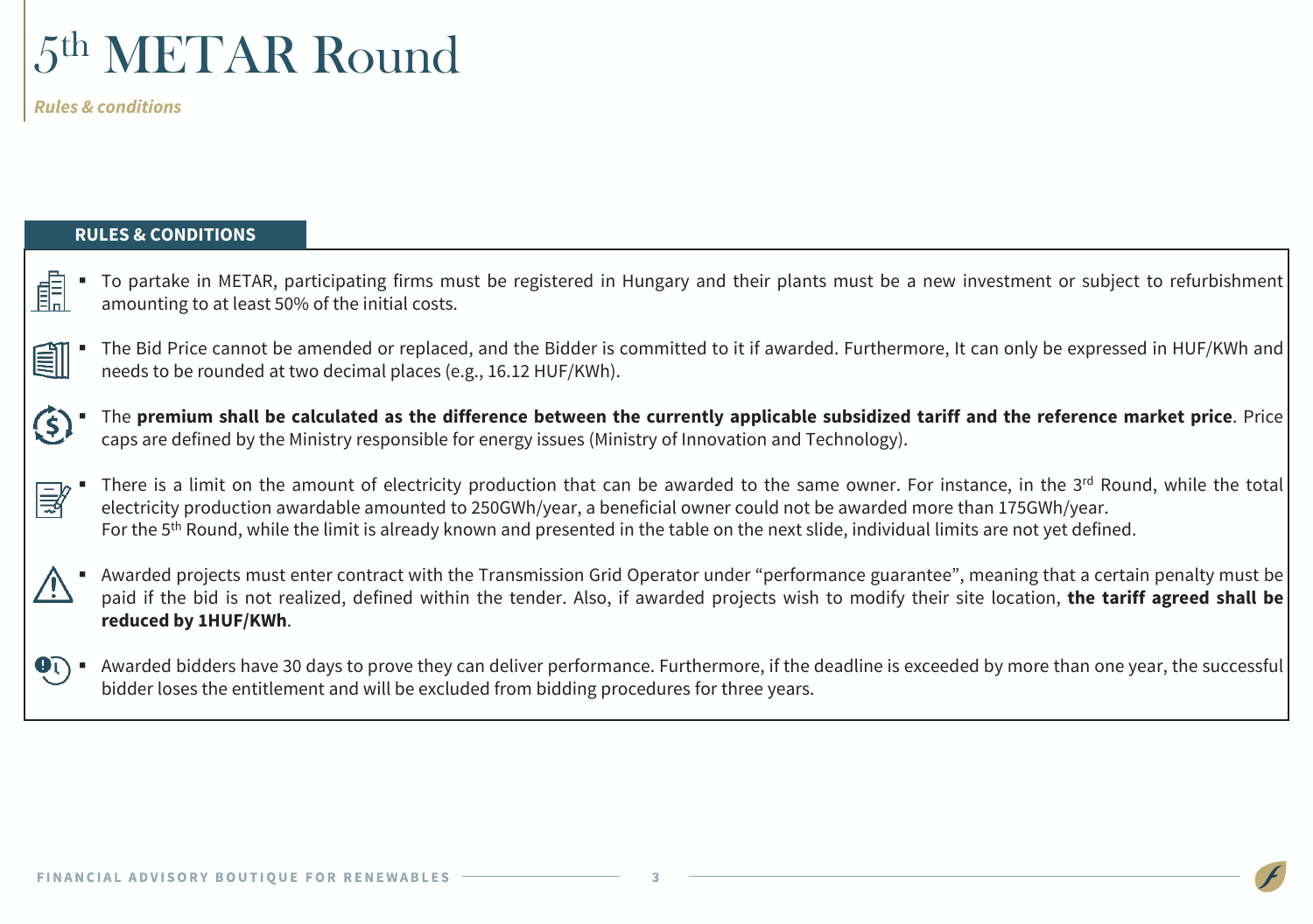# 5th METAR Round

*Rules & conditions*

## RULES & CONDITIONS

- To partake in METAR, participating firms must be registered in Hungary and their plants must be a new investment or subject to refurbishment amounting to at least 50% of the initial costs.
- The Bid Price cannot be amended or replaced, and the Bidder is committed to it if awarded. Furthermore, It can only be expressed in HUF/KWh and needs to be rounded at two decimal places (e.g., 16.12 HUF/KWh).
- The **premium shall be calculated as the difference between the currently applicable subsidized tariff and the reference market price**. Price caps are defined by the Ministry responsible for energy issues (Ministry of Innovation and Technology).
- There is a limit on the amount of electricity production that can be awarded to the same owner. For instance, in the 3rd Round, while the total electricity production awardable amounted to 250GWh/year, a beneficial owner could not be awarded more than 175GWh/year.
  For the 5th Round, while the limit is already known and presented in the table on the next slide, individual limits are not yet defined.
- Awarded projects must enter contract with the Transmission Grid Operator under "performance guarantee", meaning that a certain penalty must be paid if the bid is not realized, defined within the tender. Also, if awarded projects wish to modify their site location, **the tariff agreed shall be reduced by 1HUF/KWh**.
- Awarded bidders have 30 days to prove they can deliver performance. Furthermore, if the deadline is exceeded by more than one year, the successful bidder loses the entitlement and will be excluded from bidding procedures for three years.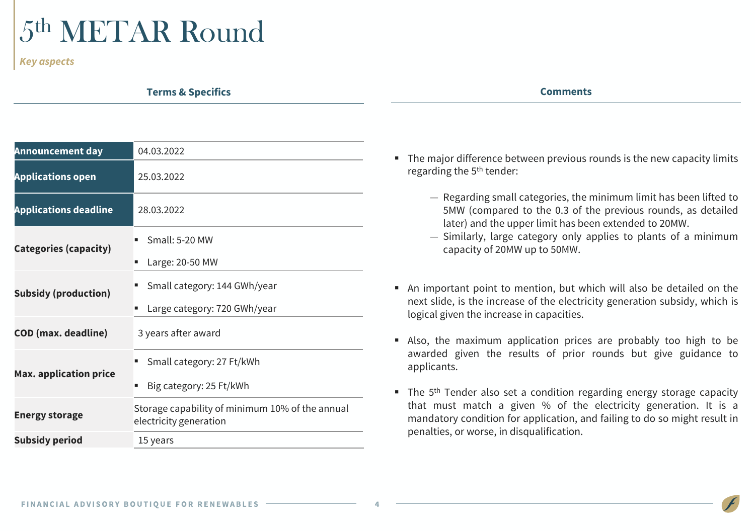# 5th METAR Round

*Key aspects*

## Terms & Specifics

| | |
|---|---|
| **Announcement day** | 04.03.2022 |
| **Applications open** | 25.03.2022 |
| **Applications deadline** | 28.03.2022 |
| **Categories (capacity)** | ▪ Small: 5-20 MW<br>▪ Large: 20-50 MW |
| **Subsidy (production)** | ▪ Small category: 144 GWh/year<br>▪ Large category: 720 GWh/year |
| **COD (max. deadline)** | 3 years after award |
| **Max. application price** | ▪ Small category: 27 Ft/kWh<br>▪ Big category: 25 Ft/kWh |
| **Energy storage** | Storage capability of minimum 10% of the annual electricity generation |
| **Subsidy period** | 15 years |

## Comments

- The major difference between previous rounds is the new capacity limits regarding the 5th tender:
  - Regarding small categories, the minimum limit has been lifted to 5MW (compared to the 0.3 of the previous rounds, as detailed later) and the upper limit has been extended to 20MW.
  - Similarly, large category only applies to plants of a minimum capacity of 20MW up to 50MW.
- An important point to mention, but which will also be detailed on the next slide, is the increase of the electricity generation subsidy, which is logical given the increase in capacities.
- Also, the maximum application prices are probably too high to be awarded given the results of prior rounds but give guidance to applicants.
- The 5th Tender also set a condition regarding energy storage capacity that must match a given % of the electricity generation. It is a mandatory condition for application, and failing to do so might result in penalties, or worse, in disqualification.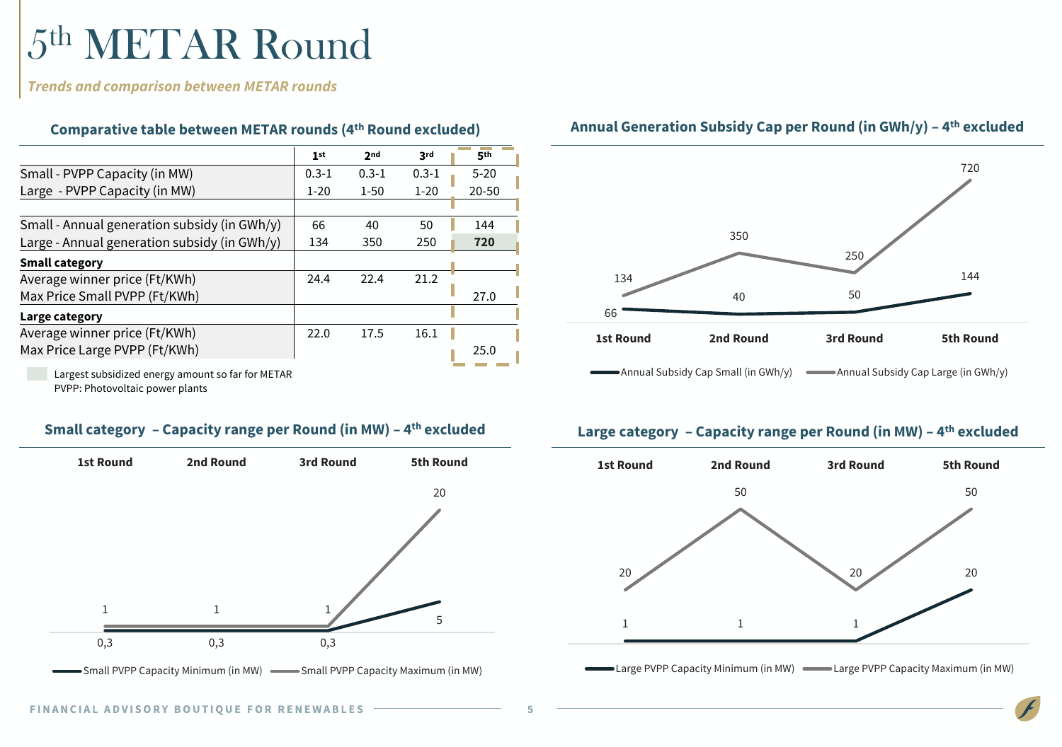# 5th METAR Round

*Trends and comparison between METAR rounds*

### Comparative table between METAR rounds (4th Round excluded)

| | 1st | 2nd | 3rd | 5th |
|---|---|---|---|---|
| Small - PVPP Capacity (in MW) | 0.3-1 | 0.3-1 | 0.3-1 | 5-20 |
| Large - PVPP Capacity (in MW) | 1-20 | 1-50 | 1-20 | 20-50 |
| | | | | |
| Small - Annual generation subsidy (in GWh/y) | 66 | 40 | 50 | 144 |
| Large - Annual generation subsidy (in GWh/y) | 134 | 350 | 250 | **720** |
| **Small category** | | | | |
| Average winner price (Ft/KWh) | 24.4 | 22.4 | 21.2 | |
| Max Price Small PVPP (Ft/KWh) | | | | 27.0 |
| **Large category** | | | | |
| Average winner price (Ft/KWh) | 22.0 | 17.5 | 16.1 | |
| Max Price Large PVPP (Ft/KWh) | | | | 25.0 |

Largest subsidized energy amount so far for METAR

PVPP: Photovoltaic power plants

### Annual Generation Subsidy Cap per Round (in GWh/y) – 4th excluded

| | 1st Round | 2nd Round | 3rd Round | 5th Round |
|---|---|---|---|---|
| Annual Subsidy Cap Small (in GWh/y) | 66 | 40 | 50 | 144 |
| Annual Subsidy Cap Large (in GWh/y) | 134 | 350 | 250 | 720 |

### Small category – Capacity range per Round (in MW) – 4th excluded

| | 1st Round | 2nd Round | 3rd Round | 5th Round |
|---|---|---|---|---|
| Small PVPP Capacity Minimum (in MW) | 0,3 | 0,3 | 0,3 | 5 |
| Small PVPP Capacity Maximum (in MW) | 1 | 1 | 1 | 20 |

### Large category – Capacity range per Round (in MW) – 4th excluded

| | 1st Round | 2nd Round | 3rd Round | 5th Round |
|---|---|---|---|---|
| Large PVPP Capacity Minimum (in MW) | 1 | 1 | 1 | 20 |
| Large PVPP Capacity Maximum (in MW) | 20 | 50 | 20 | 50 |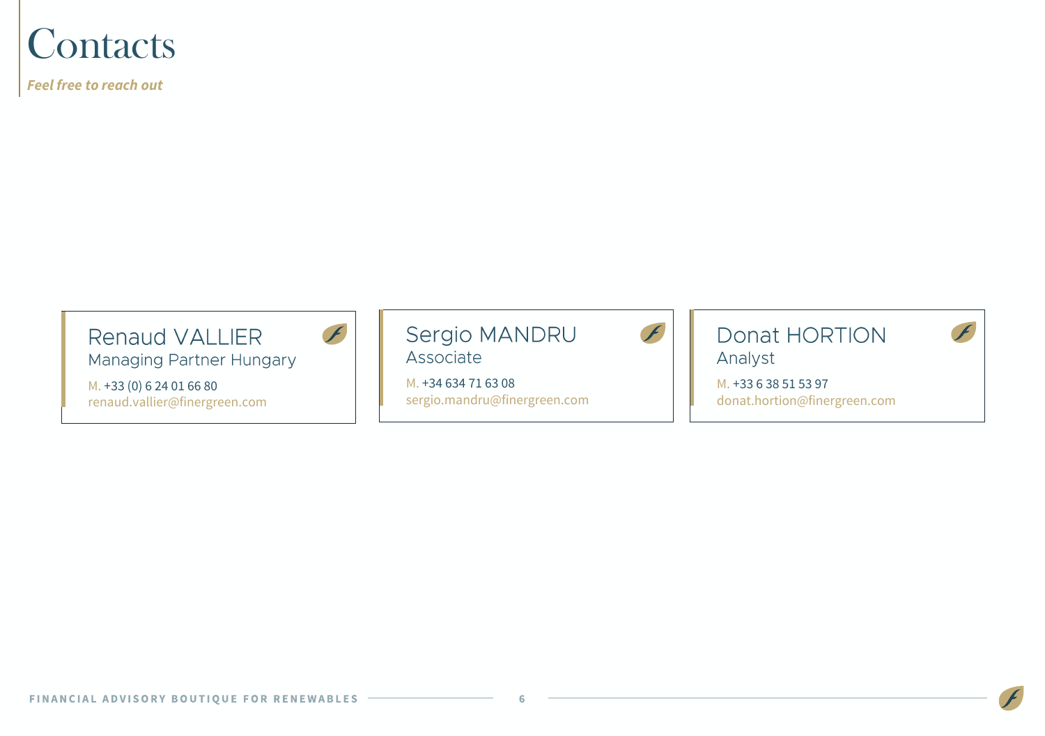# Contacts

*Feel free to reach out*

**Renaud VALLIER**
Managing Partner Hungary

M. +33 (0) 6 24 01 66 80
renaud.vallier@finergreen.com

**Sergio MANDRU**
Associate

M. +34 634 71 63 08
sergio.mandru@finergreen.com

**Donat HORTION**
Analyst

M. +33 6 38 51 53 97
donat.hortion@finergreen.com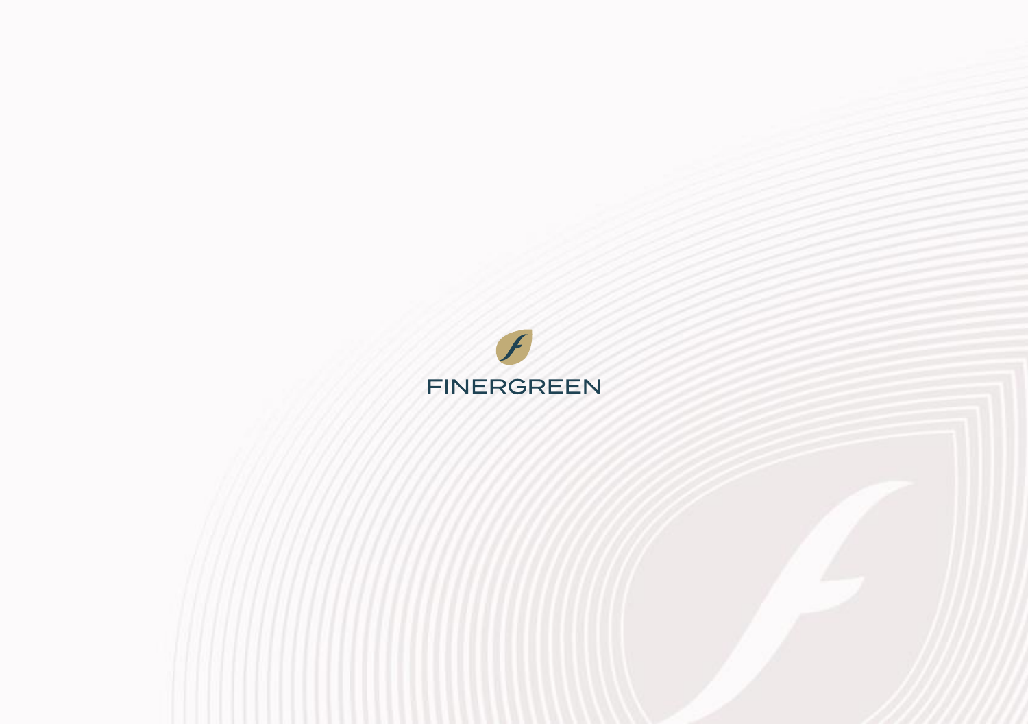FINERGREEN